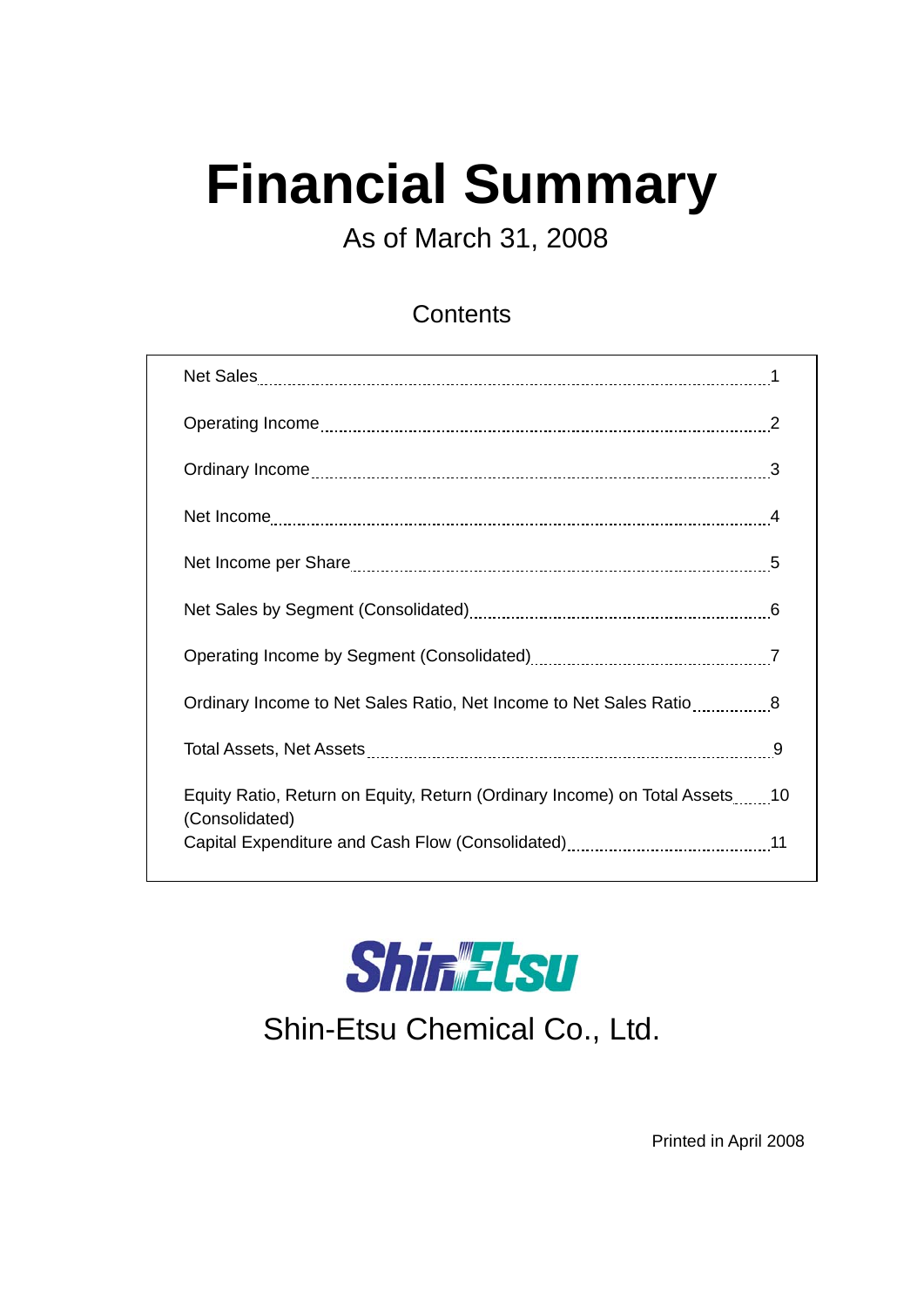# Financial Summary

As of March 31, 2008

## Contents

| | |
|---|---|
| Net Sales | 1 |
| Operating Income | 2 |
| Ordinary Income | 3 |
| Net Income | 4 |
| Net Income per Share | 5 |
| Net Sales by Segment (Consolidated) | 6 |
| Operating Income by Segment (Consolidated) | 7 |
| Ordinary Income to Net Sales Ratio, Net Income to Net Sales Ratio | 8 |
| Total Assets, Net Assets | 9 |
| Equity Ratio, Return on Equity, Return (Ordinary Income) on Total Assets (Consolidated) | 10 |
| Capital Expenditure and Cash Flow (Consolidated) | 11 |

ShinEtsu

Shin-Etsu Chemical Co., Ltd.

Printed in April 2008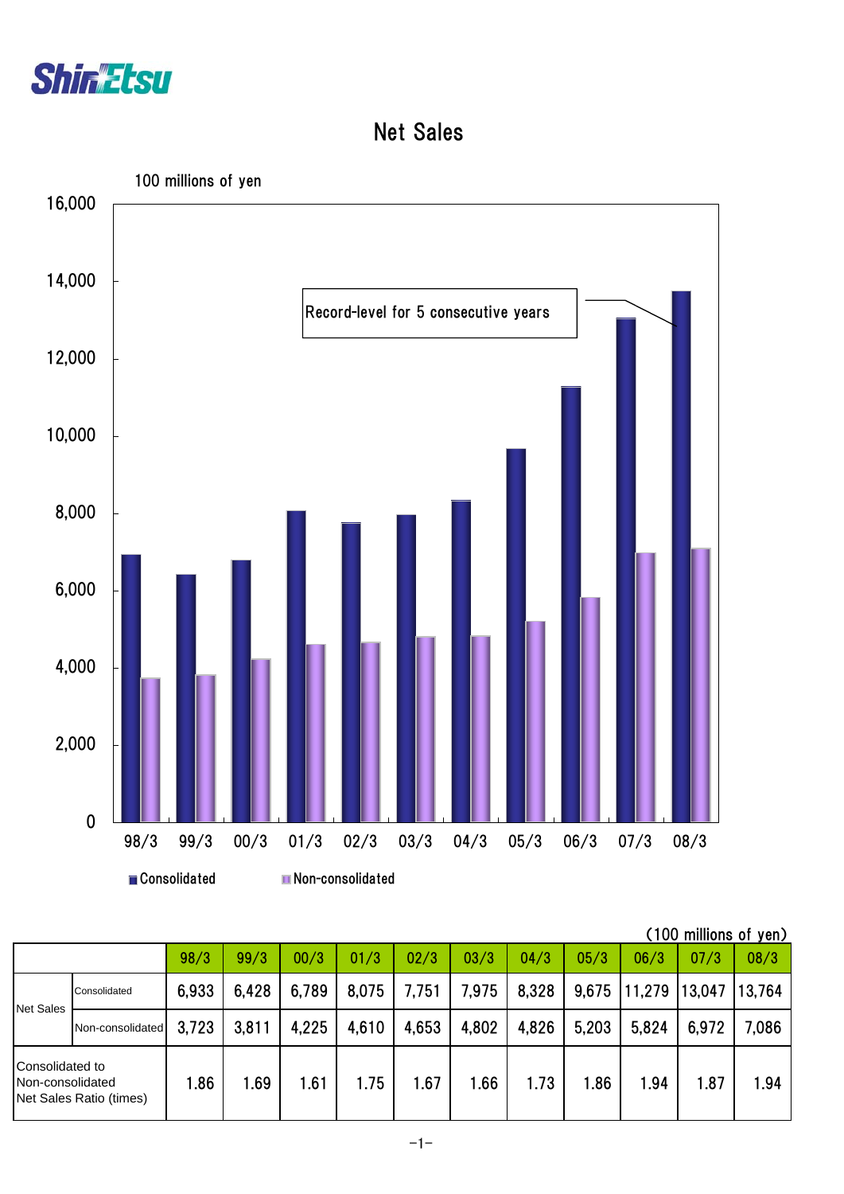ShinEtsu

# Net Sales

100 millions of yen

16,000
14,000
12,000
10,000
8,000
6,000
4,000
2,000
0

98/3 99/3 00/3 01/3 02/3 03/3 04/3 05/3 06/3 07/3 08/3

Record-level for 5 consecutive years

Consolidated
Non-consolidated

(100 millions of yen)

| | | 98/3 | 99/3 | 00/3 | 01/3 | 02/3 | 03/3 | 04/3 | 05/3 | 06/3 | 07/3 | 08/3 |
|---|---|---|---|---|---|---|---|---|---|---|---|---|
| Net Sales | Consolidated | 6,933 | 6,428 | 6,789 | 8,075 | 7,751 | 7,975 | 8,328 | 9,675 | 11,279 | 13,047 | 13,764 |
| | Non-consolidated | 3,723 | 3,811 | 4,225 | 4,610 | 4,653 | 4,802 | 4,826 | 5,203 | 5,824 | 6,972 | 7,086 |
| Consolidated to Non-consolidated Net Sales Ratio (times) | | 1.86 | 1.69 | 1.61 | 1.75 | 1.67 | 1.66 | 1.73 | 1.86 | 1.94 | 1.87 | 1.94 |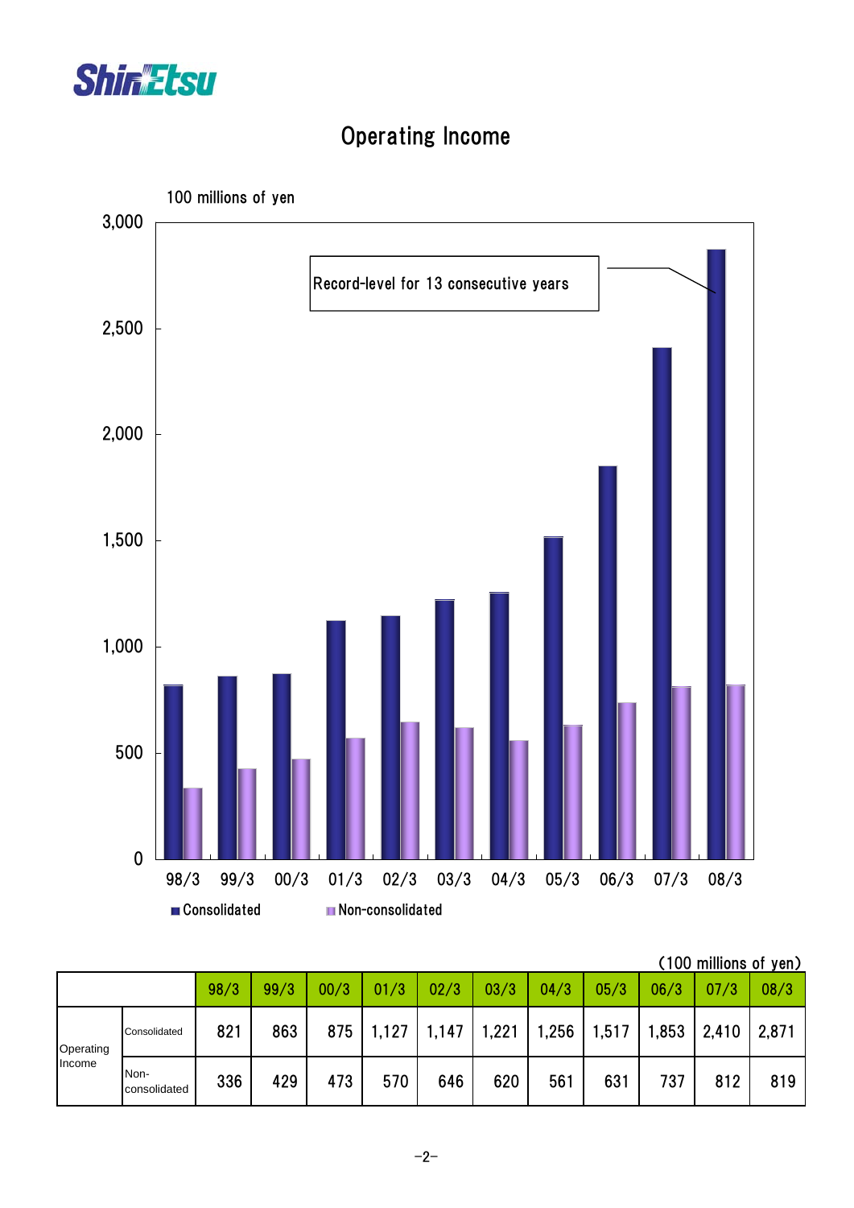# Operating Income

100 millions of yen

3,000
2,500
2,000
1,500
1,000
500
0

Record-level for 13 consecutive years

98/3 99/3 00/3 01/3 02/3 03/3 04/3 05/3 06/3 07/3 08/3

Consolidated
Non-consolidated

(100 millions of yen)

| | | 98/3 | 99/3 | 00/3 | 01/3 | 02/3 | 03/3 | 04/3 | 05/3 | 06/3 | 07/3 | 08/3 |
|---|---|---|---|---|---|---|---|---|---|---|---|---|
| Operating Income | Consolidated | 821 | 863 | 875 | 1,127 | 1,147 | 1,221 | 1,256 | 1,517 | 1,853 | 2,410 | 2,871 |
| | Non-consolidated | 336 | 429 | 473 | 570 | 646 | 620 | 561 | 631 | 737 | 812 | 819 |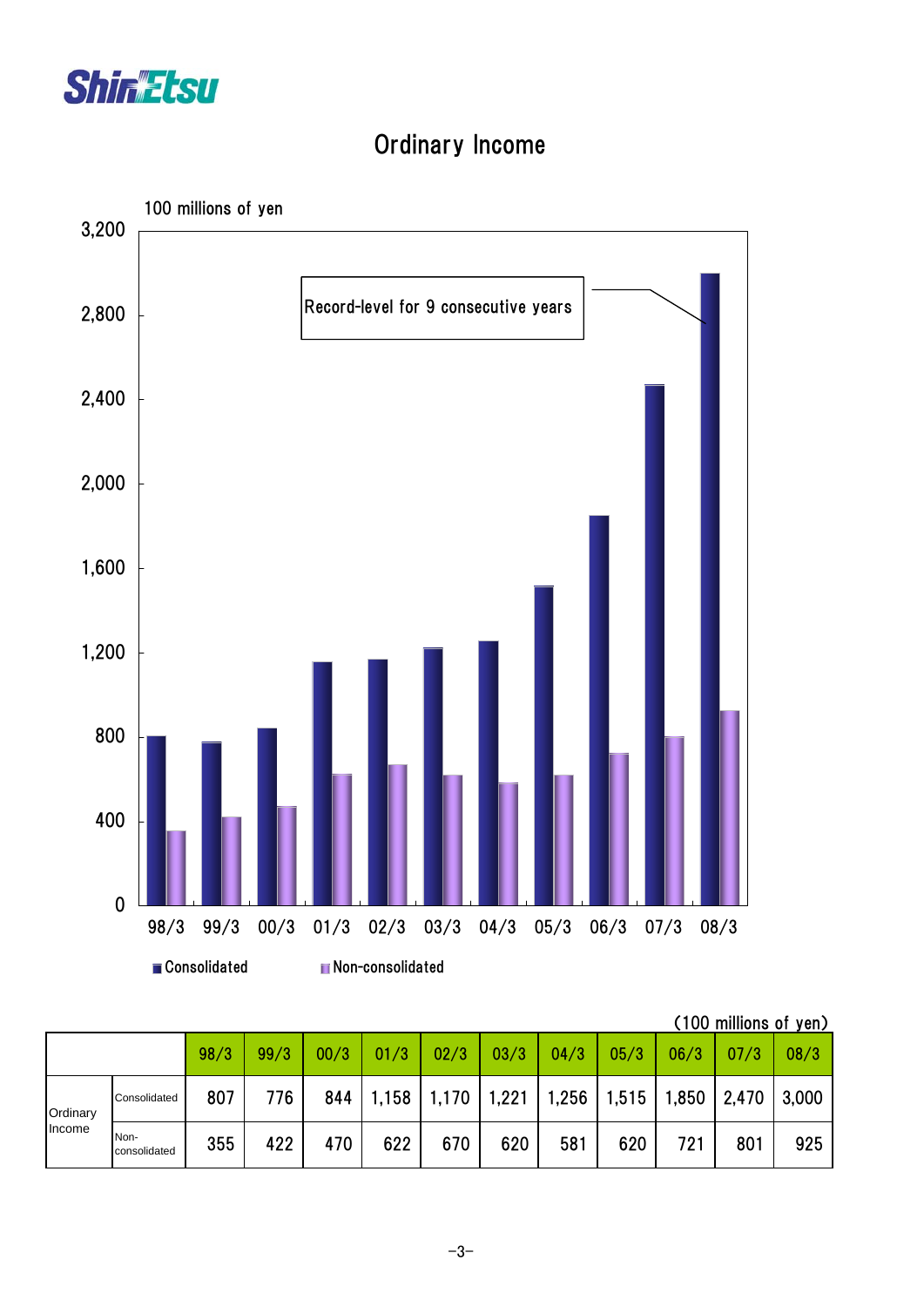# Ordinary Income

100 millions of yen

Record-level for 9 consecutive years

■ Consolidated ■ Non-consolidated

(100 millions of yen)

| | | 98/3 | 99/3 | 00/3 | 01/3 | 02/3 | 03/3 | 04/3 | 05/3 | 06/3 | 07/3 | 08/3 |
|---|---|---|---|---|---|---|---|---|---|---|---|---|
| Ordinary Income | Consolidated | 807 | 776 | 844 | 1,158 | 1,170 | 1,221 | 1,256 | 1,515 | 1,850 | 2,470 | 3,000 |
| | Non-consolidated | 355 | 422 | 470 | 622 | 670 | 620 | 581 | 620 | 721 | 801 | 925 |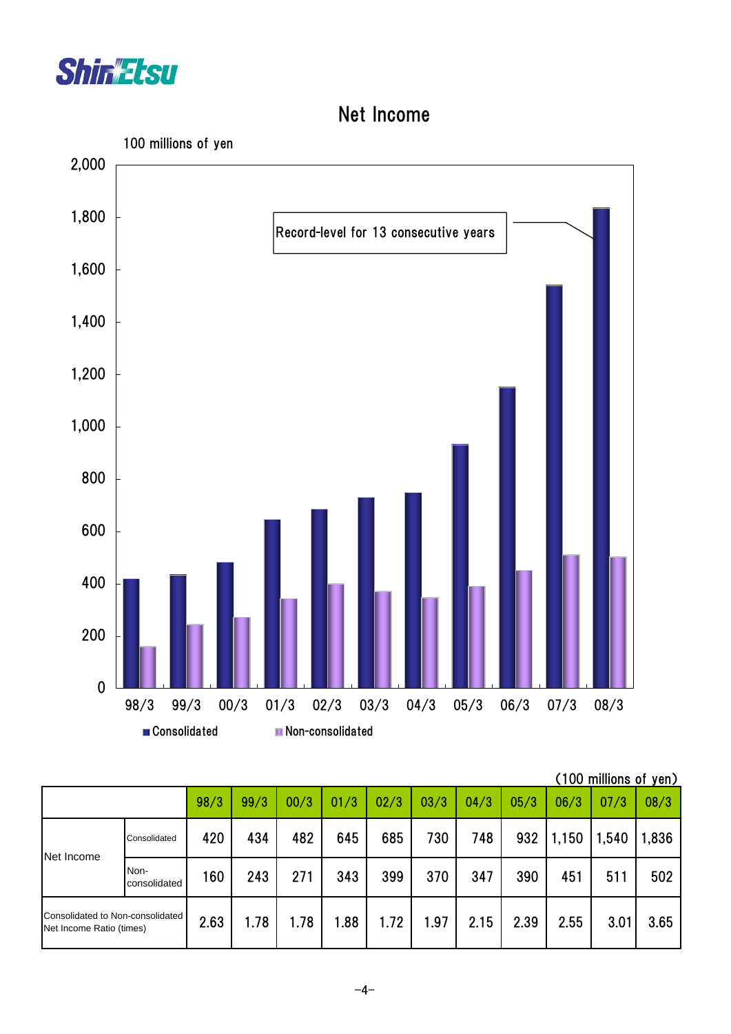ShinEtsu

# Net Income

100 millions of yen

2,000
1,800
1,600
1,400
1,200
1,000
800
600
400
200
0

Record-level for 13 consecutive years

98/3 99/3 00/3 01/3 02/3 03/3 04/3 05/3 06/3 07/3 08/3

Consolidated
Non-consolidated

(100 millions of yen)

| | | 98/3 | 99/3 | 00/3 | 01/3 | 02/3 | 03/3 | 04/3 | 05/3 | 06/3 | 07/3 | 08/3 |
|---|---|---|---|---|---|---|---|---|---|---|---|---|
| Net Income | Consolidated | 420 | 434 | 482 | 645 | 685 | 730 | 748 | 932 | 1,150 | 1,540 | 1,836 |
| | Non-consolidated | 160 | 243 | 271 | 343 | 399 | 370 | 347 | 390 | 451 | 511 | 502 |
| Consolidated to Non-consolidated Net Income Ratio (times) | | 2.63 | 1.78 | 1.78 | 1.88 | 1.72 | 1.97 | 2.15 | 2.39 | 2.55 | 3.01 | 3.65 |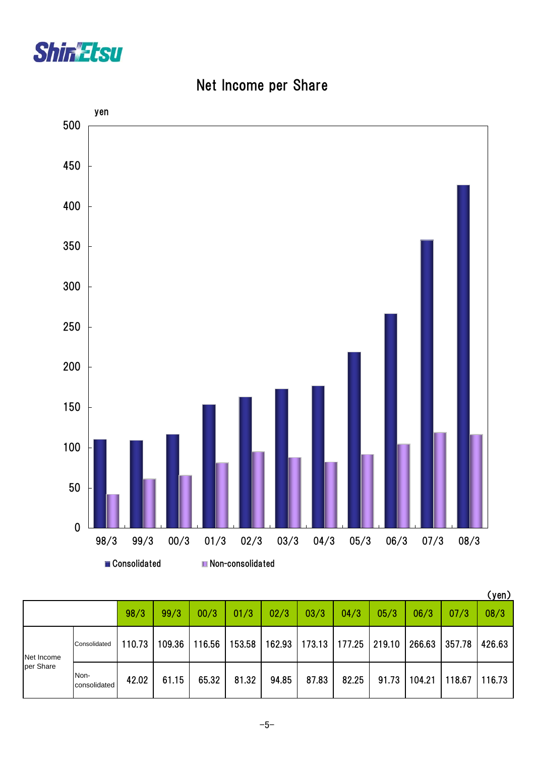# Net Income per Share

yen

500
450
400
350
300
250
200
150
100
50
0

98/3 99/3 00/3 01/3 02/3 03/3 04/3 05/3 06/3 07/3 08/3

Consolidated Non-consolidated

(yen)

| | | 98/3 | 99/3 | 00/3 | 01/3 | 02/3 | 03/3 | 04/3 | 05/3 | 06/3 | 07/3 | 08/3 |
|---|---|---|---|---|---|---|---|---|---|---|---|---|
| Net Income per Share | Consolidated | 110.73 | 109.36 | 116.56 | 153.58 | 162.93 | 173.13 | 177.25 | 219.10 | 266.63 | 357.78 | 426.63 |
| | Non-consolidated | 42.02 | 61.15 | 65.32 | 81.32 | 94.85 | 87.83 | 82.25 | 91.73 | 104.21 | 118.67 | 116.73 |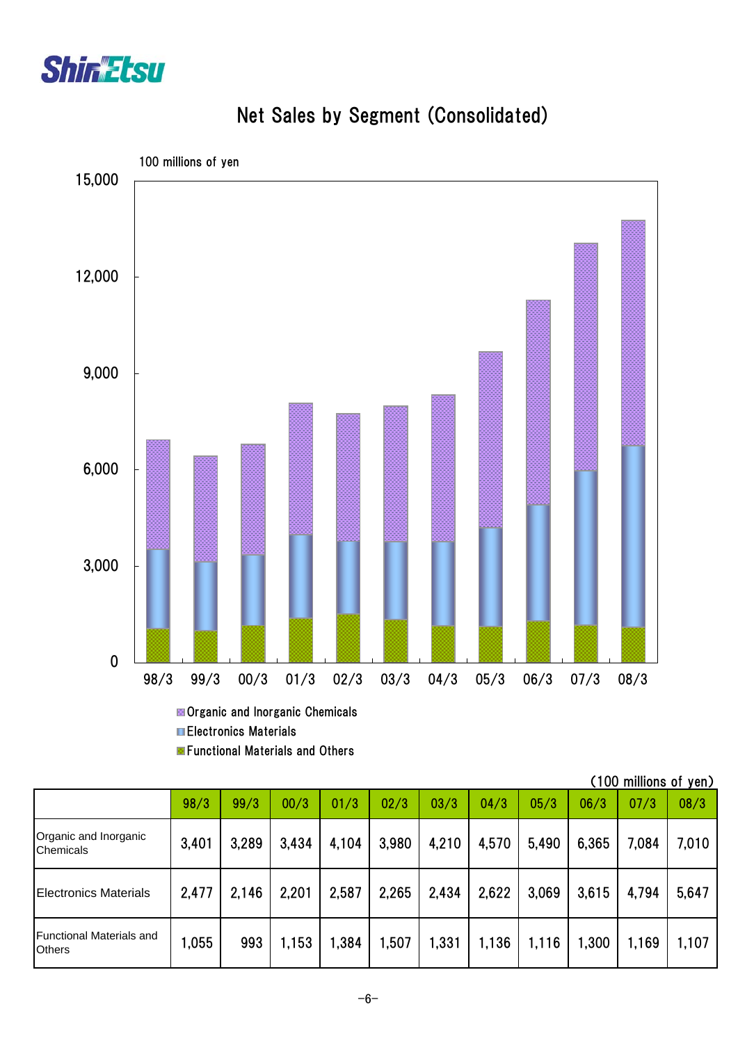Shin-Etsu

# Net Sales by Segment (Consolidated)

100 millions of yen

15,000
12,000
9,000
6,000
3,000
0

98/3 99/3 00/3 01/3 02/3 03/3 04/3 05/3 06/3 07/3 08/3

Organic and Inorganic Chemicals
Electronics Materials
Functional Materials and Others

(100 millions of yen)

| | 98/3 | 99/3 | 00/3 | 01/3 | 02/3 | 03/3 | 04/3 | 05/3 | 06/3 | 07/3 | 08/3 |
|---|---|---|---|---|---|---|---|---|---|---|---|
| Organic and Inorganic Chemicals | 3,401 | 3,289 | 3,434 | 4,104 | 3,980 | 4,210 | 4,570 | 5,490 | 6,365 | 7,084 | 7,010 |
| Electronics Materials | 2,477 | 2,146 | 2,201 | 2,587 | 2,265 | 2,434 | 2,622 | 3,069 | 3,615 | 4,794 | 5,647 |
| Functional Materials and Others | 1,055 | 993 | 1,153 | 1,384 | 1,507 | 1,331 | 1,136 | 1,116 | 1,300 | 1,169 | 1,107 |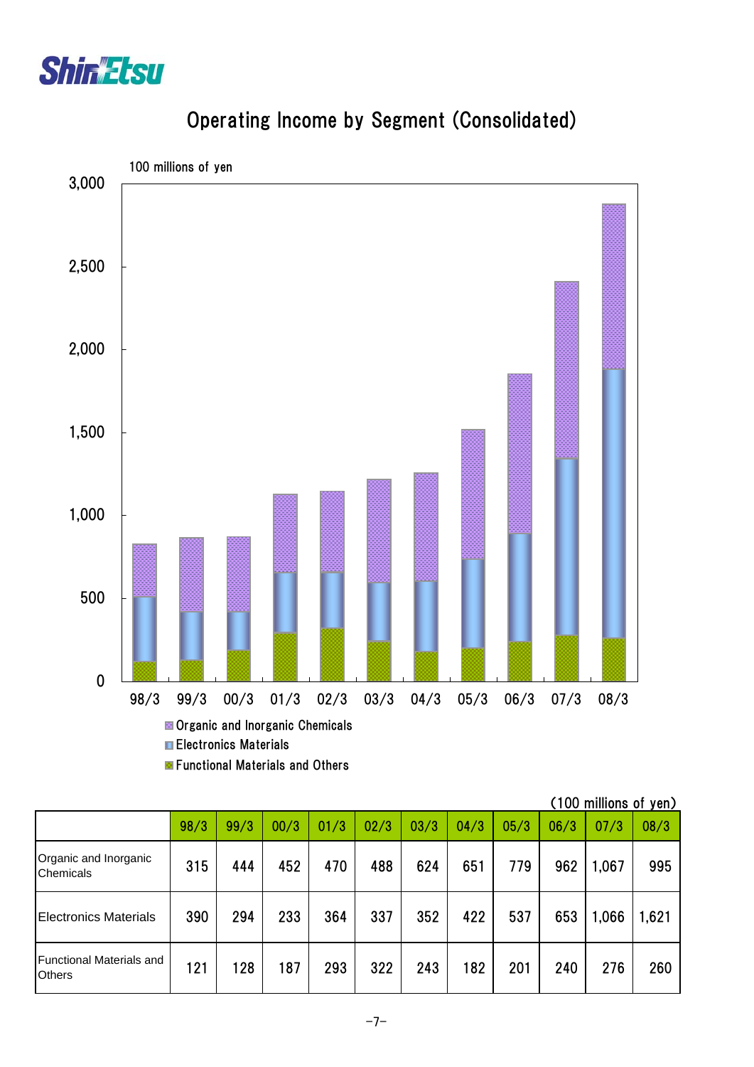# Operating Income by Segment (Consolidated)

100 millions of yen

(100 millions of yen)

| | 98/3 | 99/3 | 00/3 | 01/3 | 02/3 | 03/3 | 04/3 | 05/3 | 06/3 | 07/3 | 08/3 |
|---|---|---|---|---|---|---|---|---|---|---|---|
| Organic and Inorganic Chemicals | 315 | 444 | 452 | 470 | 488 | 624 | 651 | 779 | 962 | 1,067 | 995 |
| Electronics Materials | 390 | 294 | 233 | 364 | 337 | 352 | 422 | 537 | 653 | 1,066 | 1,621 |
| Functional Materials and Others | 121 | 128 | 187 | 293 | 322 | 243 | 182 | 201 | 240 | 276 | 260 |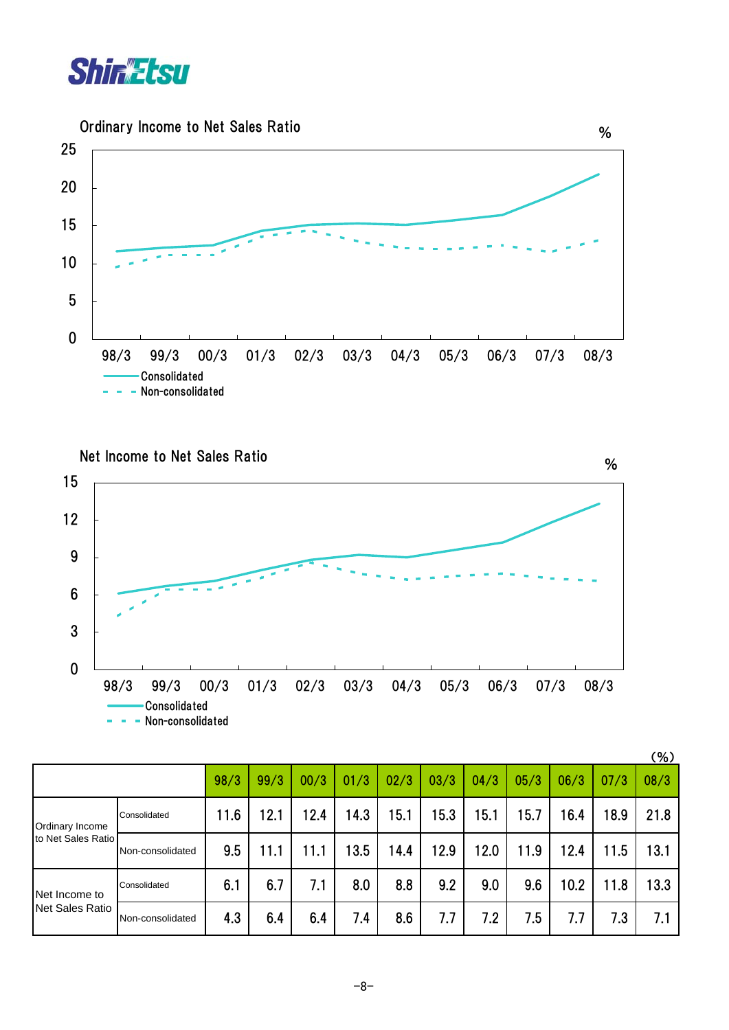Ordinary Income to Net Sales Ratio

%

25
20
15
10
5
0

98/3 99/3 00/3 01/3 02/3 03/3 04/3 05/3 06/3 07/3 08/3

Consolidated
Non-consolidated

Net Income to Net Sales Ratio

%

15
12
9
6
3
0

98/3 99/3 00/3 01/3 02/3 03/3 04/3 05/3 06/3 07/3 08/3

Consolidated
Non-consolidated

(%)

| | | 98/3 | 99/3 | 00/3 | 01/3 | 02/3 | 03/3 | 04/3 | 05/3 | 06/3 | 07/3 | 08/3 |
|---|---|---|---|---|---|---|---|---|---|---|---|---|
| Ordinary Income to Net Sales Ratio | Consolidated | 11.6 | 12.1 | 12.4 | 14.3 | 15.1 | 15.3 | 15.1 | 15.7 | 16.4 | 18.9 | 21.8 |
| | Non-consolidated | 9.5 | 11.1 | 11.1 | 13.5 | 14.4 | 12.9 | 12.0 | 11.9 | 12.4 | 11.5 | 13.1 |
| Net Income to Net Sales Ratio | Consolidated | 6.1 | 6.7 | 7.1 | 8.0 | 8.8 | 9.2 | 9.0 | 9.6 | 10.2 | 11.8 | 13.3 |
| | Non-consolidated | 4.3 | 6.4 | 6.4 | 7.4 | 8.6 | 7.7 | 7.2 | 7.5 | 7.7 | 7.3 | 7.1 |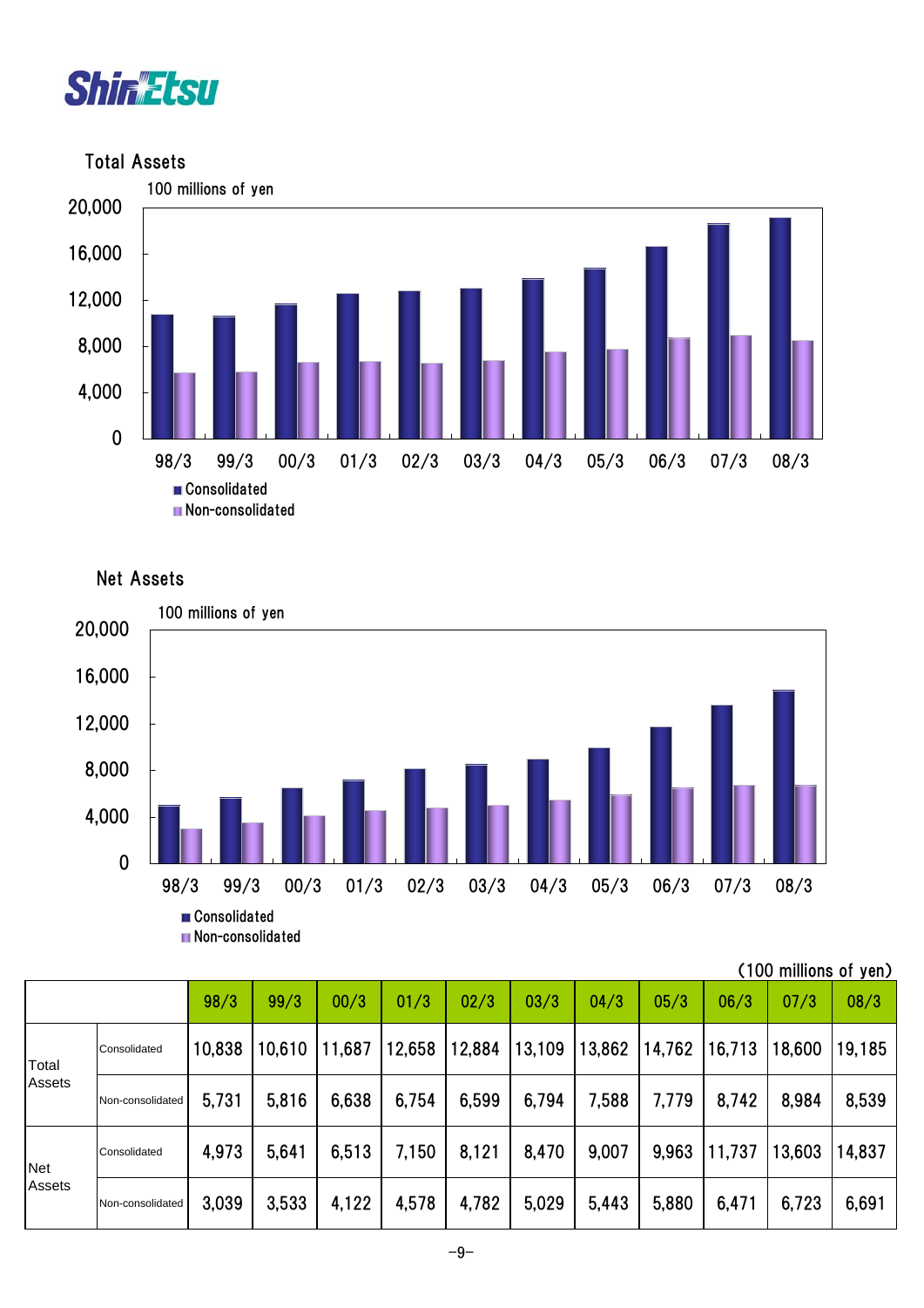ShinEtsu

## Total Assets

100 millions of yen

20,000
16,000
12,000
8,000
4,000
0

98/3 99/3 00/3 01/3 02/3 03/3 04/3 05/3 06/3 07/3 08/3

■ Consolidated
■ Non-consolidated

## Net Assets

100 millions of yen

20,000
16,000
12,000
8,000
4,000
0

98/3 99/3 00/3 01/3 02/3 03/3 04/3 05/3 06/3 07/3 08/3

■ Consolidated
■ Non-consolidated

(100 millions of yen)

| | | 98/3 | 99/3 | 00/3 | 01/3 | 02/3 | 03/3 | 04/3 | 05/3 | 06/3 | 07/3 | 08/3 |
|---|---|---|---|---|---|---|---|---|---|---|---|---|
| Total Assets | Consolidated | 10,838 | 10,610 | 11,687 | 12,658 | 12,884 | 13,109 | 13,862 | 14,762 | 16,713 | 18,600 | 19,185 |
| | Non-consolidated | 5,731 | 5,816 | 6,638 | 6,754 | 6,599 | 6,794 | 7,588 | 7,779 | 8,742 | 8,984 | 8,539 |
| Net Assets | Consolidated | 4,973 | 5,641 | 6,513 | 7,150 | 8,121 | 8,470 | 9,007 | 9,963 | 11,737 | 13,603 | 14,837 |
| | Non-consolidated | 3,039 | 3,533 | 4,122 | 4,578 | 4,782 | 5,029 | 5,443 | 5,880 | 6,471 | 6,723 | 6,691 |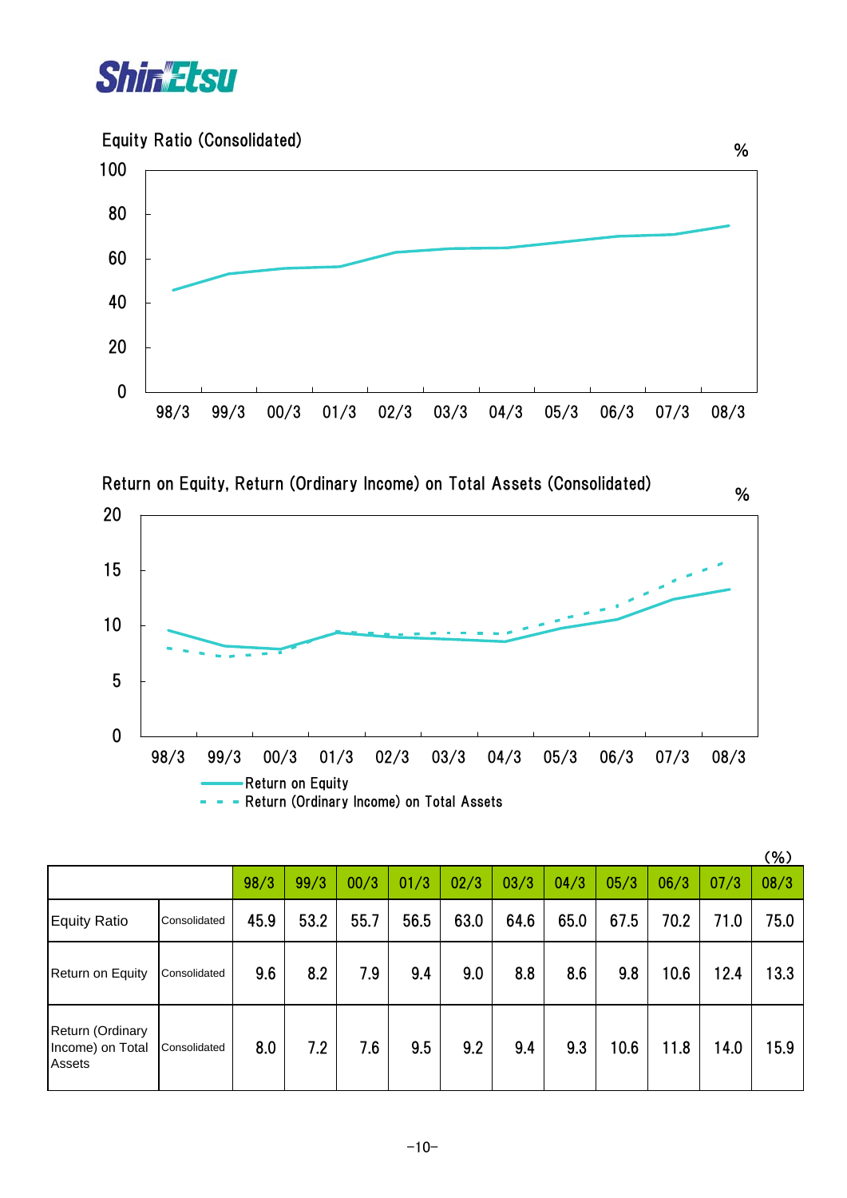Shin-Etsu

## Equity Ratio (Consolidated)

%

100
80
60
40
20
0

98/3 99/3 00/3 01/3 02/3 03/3 04/3 05/3 06/3 07/3 08/3

## Return on Equity, Return (Ordinary Income) on Total Assets (Consolidated)

%

20
15
10
5
0

98/3 99/3 00/3 01/3 02/3 03/3 04/3 05/3 06/3 07/3 08/3

Return on Equity
Return (Ordinary Income) on Total Assets

(%)

| | | 98/3 | 99/3 | 00/3 | 01/3 | 02/3 | 03/3 | 04/3 | 05/3 | 06/3 | 07/3 | 08/3 |
|---|---|---|---|---|---|---|---|---|---|---|---|---|
| Equity Ratio | Consolidated | 45.9 | 53.2 | 55.7 | 56.5 | 63.0 | 64.6 | 65.0 | 67.5 | 70.2 | 71.0 | 75.0 |
| Return on Equity | Consolidated | 9.6 | 8.2 | 7.9 | 9.4 | 9.0 | 8.8 | 8.6 | 9.8 | 10.6 | 12.4 | 13.3 |
| Return (Ordinary Income) on Total Assets | Consolidated | 8.0 | 7.2 | 7.6 | 9.5 | 9.2 | 9.4 | 9.3 | 10.6 | 11.8 | 14.0 | 15.9 |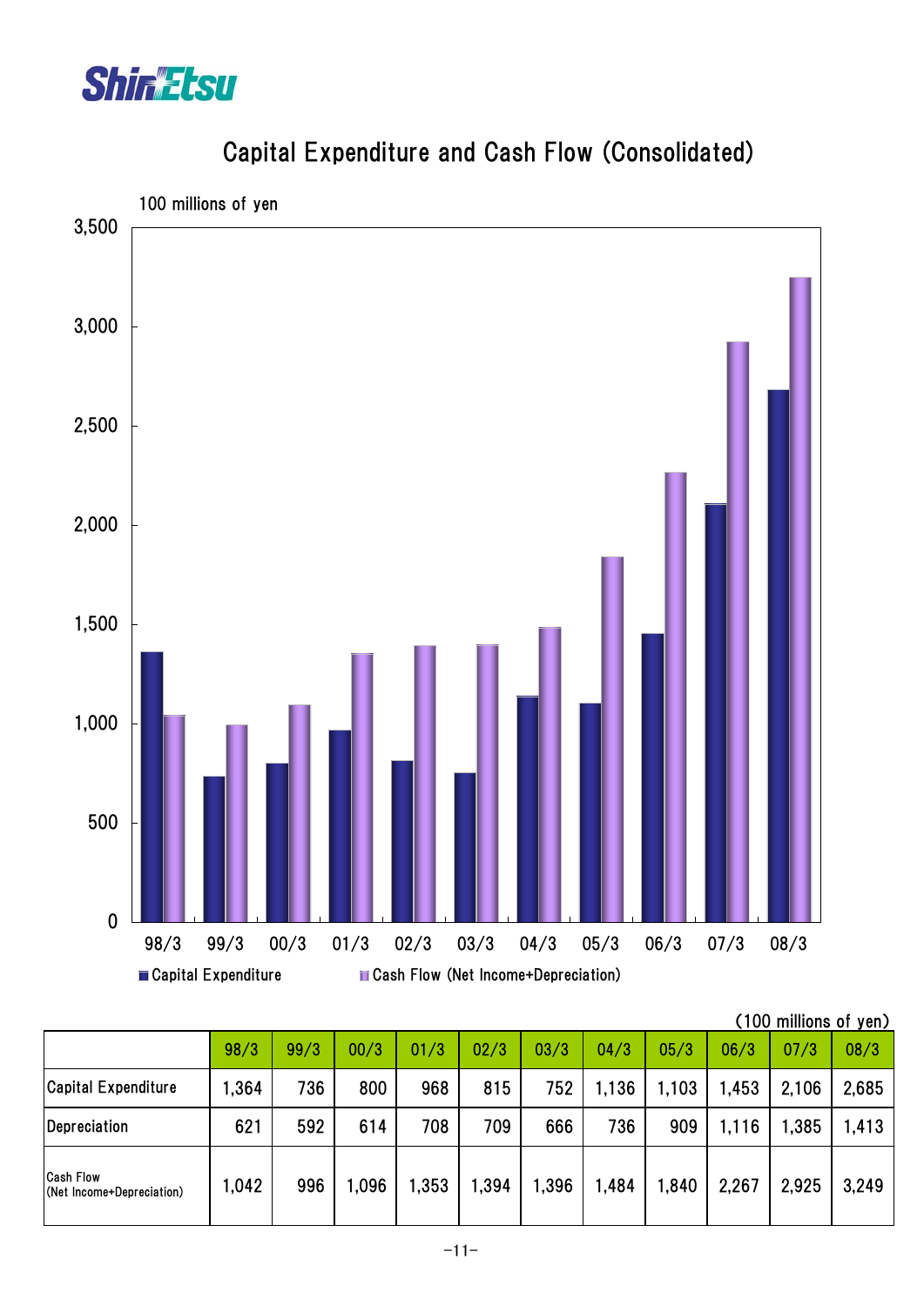# Capital Expenditure and Cash Flow (Consolidated)

100 millions of yen

3,500
3,000
2,500
2,000
1,500
1,000
500
0

98/3 99/3 00/3 01/3 02/3 03/3 04/3 05/3 06/3 07/3 08/3

Capital Expenditure
Cash Flow (Net Income+Depreciation)

(100 millions of yen)

| | 98/3 | 99/3 | 00/3 | 01/3 | 02/3 | 03/3 | 04/3 | 05/3 | 06/3 | 07/3 | 08/3 |
|---|---|---|---|---|---|---|---|---|---|---|---|
| Capital Expenditure | 1,364 | 736 | 800 | 968 | 815 | 752 | 1,136 | 1,103 | 1,453 | 2,106 | 2,685 |
| Depreciation | 621 | 592 | 614 | 708 | 709 | 666 | 736 | 909 | 1,116 | 1,385 | 1,413 |
| Cash Flow (Net Income+Depreciation) | 1,042 | 996 | 1,096 | 1,353 | 1,394 | 1,396 | 1,484 | 1,840 | 2,267 | 2,925 | 3,249 |